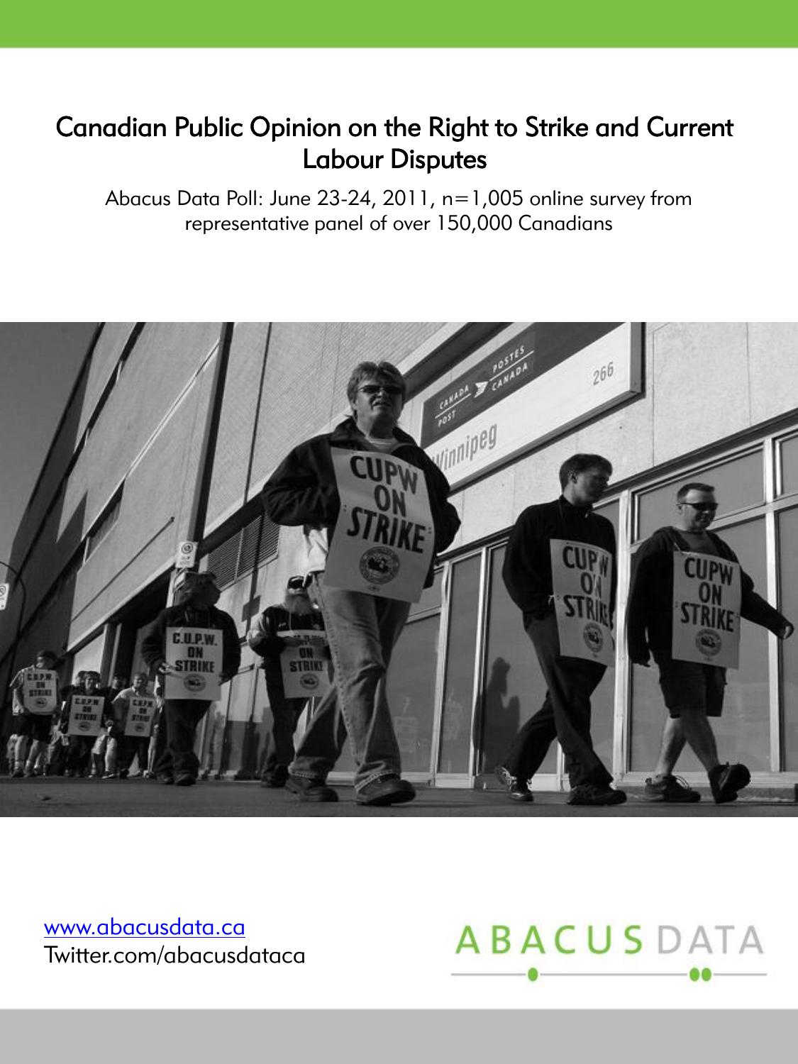# Canadian Public Opinion on the Right to Strike and Current Labour Disputes

Abacus Data Poll: June 23-24, 2011, n=1,005 online survey from representative panel of over 150,000 Canadians

www.abacusdata.ca
Twitter.com/abacusdataca

ABACUS DATA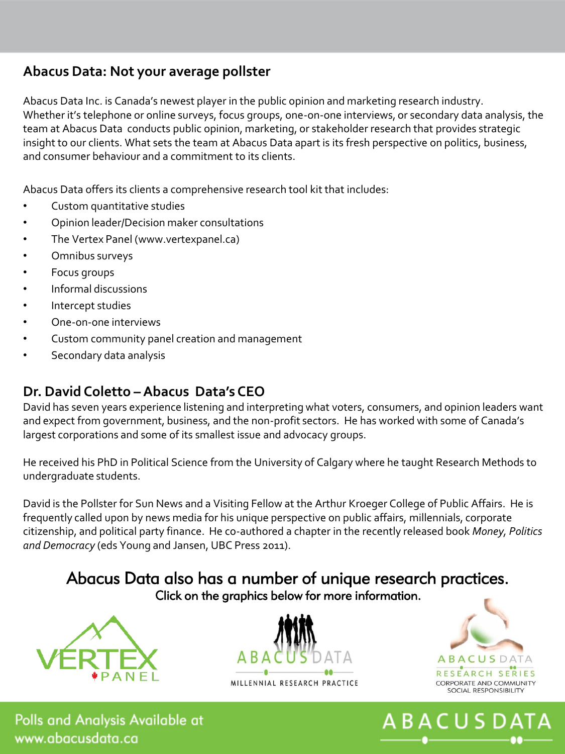## Abacus Data: Not your average pollster

Abacus Data Inc. is Canada's newest player in the public opinion and marketing research industry. Whether it's telephone or online surveys, focus groups, one-on-one interviews, or secondary data analysis, the team at Abacus Data conducts public opinion, marketing, or stakeholder research that provides strategic insight to our clients. What sets the team at Abacus Data apart is its fresh perspective on politics, business, and consumer behaviour and a commitment to its clients.

Abacus Data offers its clients a comprehensive research tool kit that includes:

- Custom quantitative studies
- Opinion leader/Decision maker consultations
- The Vertex Panel (www.vertexpanel.ca)
- Omnibus surveys
- Focus groups
- Informal discussions
- Intercept studies
- One-on-one interviews
- Custom community panel creation and management
- Secondary data analysis

## Dr. David Coletto – Abacus Data's CEO

David has seven years experience listening and interpreting what voters, consumers, and opinion leaders want and expect from government, business, and the non-profit sectors. He has worked with some of Canada's largest corporations and some of its smallest issue and advocacy groups.

He received his PhD in Political Science from the University of Calgary where he taught Research Methods to undergraduate students.

David is the Pollster for Sun News and a Visiting Fellow at the Arthur Kroeger College of Public Affairs. He is frequently called upon by news media for his unique perspective on public affairs, millennials, corporate citizenship, and political party finance. He co-authored a chapter in the recently released book *Money, Politics and Democracy* (eds Young and Jansen, UBC Press 2011).

**Abacus Data also has a number of unique research practices.**

Click on the graphics below for more information.

VERTEX PANEL

ABACUS DATA MILLENNIAL RESEARCH PRACTICE

ABACUS DATA RESEARCH SERIES CORPORATE AND COMMUNITY SOCIAL RESPONSIBILITY

Polls and Analysis Available at www.abacusdata.ca

ABACUS DATA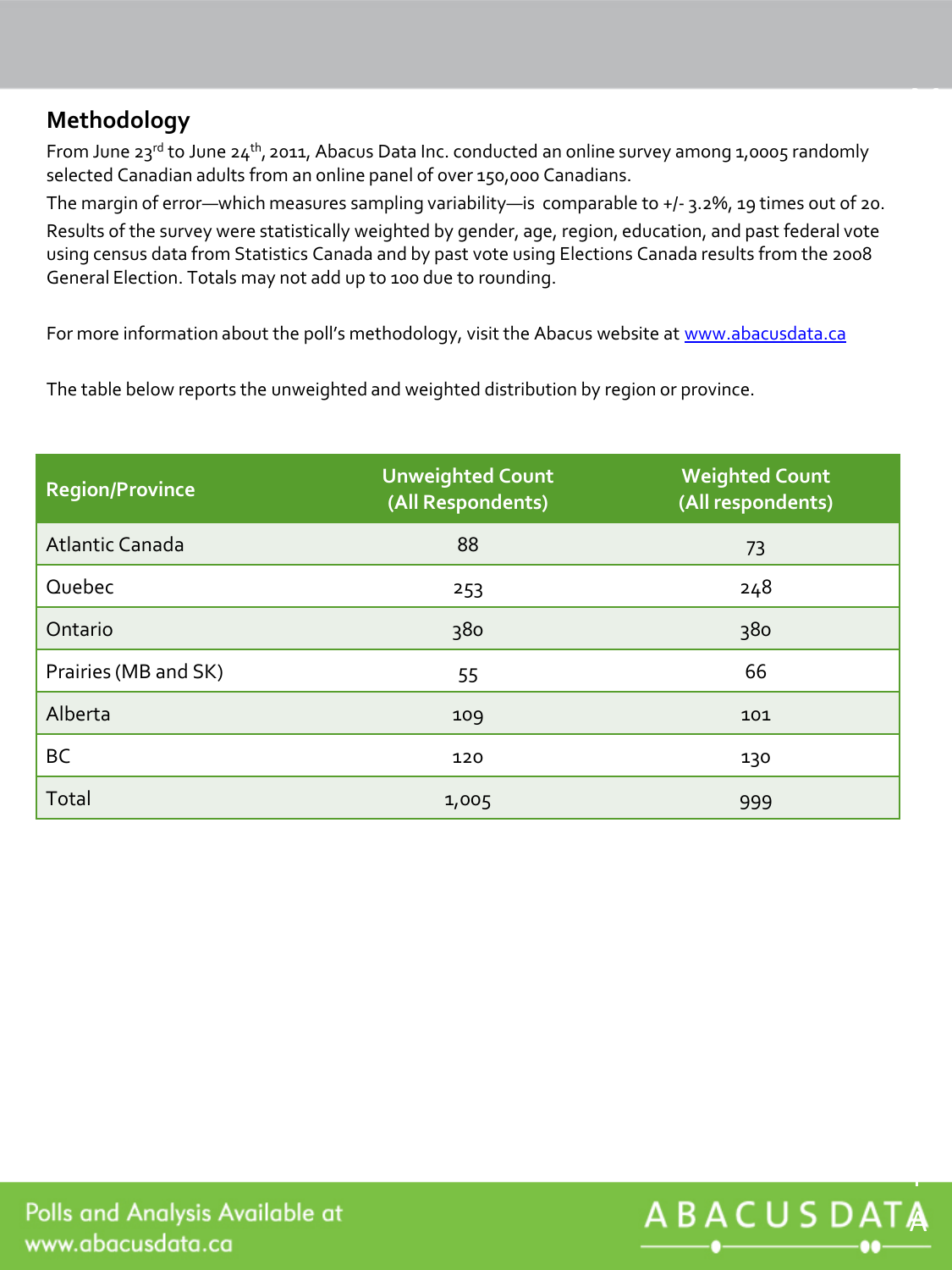## Methodology

From June 23rd to June 24th, 2011, Abacus Data Inc. conducted an online survey among 1,0005 randomly selected Canadian adults from an online panel of over 150,000 Canadians.

The margin of error—which measures sampling variability—is comparable to +/- 3.2%, 19 times out of 20.

Results of the survey were statistically weighted by gender, age, region, education, and past federal vote using census data from Statistics Canada and by past vote using Elections Canada results from the 2008 General Election. Totals may not add up to 100 due to rounding.

For more information about the poll's methodology, visit the Abacus website at www.abacusdata.ca

The table below reports the unweighted and weighted distribution by region or province.

| Region/Province | Unweighted Count (All Respondents) | Weighted Count (All respondents) |
|---|---|---|
| Atlantic Canada | 88 | 73 |
| Quebec | 253 | 248 |
| Ontario | 380 | 380 |
| Prairies (MB and SK) | 55 | 66 |
| Alberta | 109 | 101 |
| BC | 120 | 130 |
| Total | 1,005 | 999 |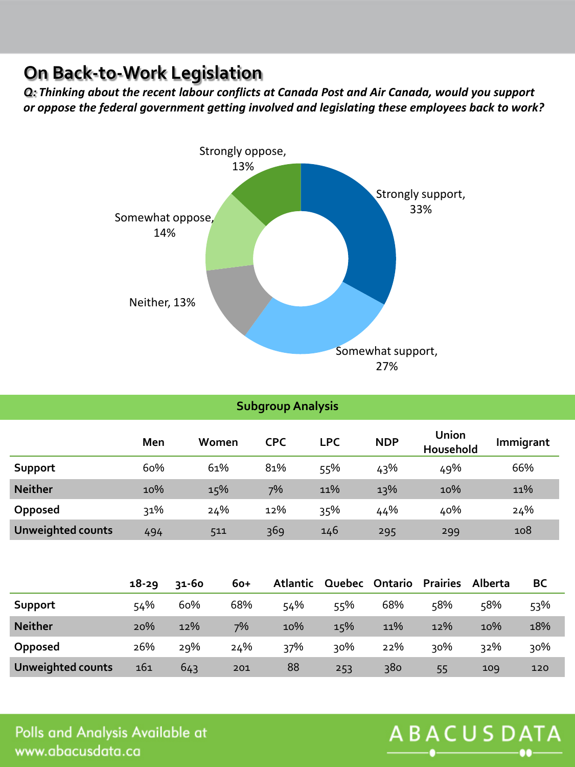# On Back-to-Work Legislation

***Q:** Thinking about the recent labour conflicts at Canada Post and Air Canada, would you support or oppose the federal government getting involved and legislating these employees back to work?*

Strongly oppose, 13%

Somewhat oppose, 14%

Neither, 13%

Somewhat support, 27%

Strongly support, 33%

## Subgroup Analysis

| | Men | Women | CPC | LPC | NDP | Union Household | Immigrant |
|---|---|---|---|---|---|---|---|
| **Support** | 60% | 61% | 81% | 55% | 43% | 49% | 66% |
| **Neither** | 10% | 15% | 7% | 11% | 13% | 10% | 11% |
| **Opposed** | 31% | 24% | 12% | 35% | 44% | 40% | 24% |
| **Unweighted counts** | 494 | 511 | 369 | 146 | 295 | 299 | 108 |

| | 18-29 | 31-60 | 60+ | Atlantic | Quebec | Ontario | Prairies | Alberta | BC |
|---|---|---|---|---|---|---|---|---|---|
| **Support** | 54% | 60% | 68% | 54% | 55% | 68% | 58% | 58% | 53% |
| **Neither** | 20% | 12% | 7% | 10% | 15% | 11% | 12% | 10% | 18% |
| **Opposed** | 26% | 29% | 24% | 37% | 30% | 22% | 30% | 32% | 30% |
| **Unweighted counts** | 161 | 643 | 201 | 88 | 253 | 380 | 55 | 109 | 120 |

Polls and Analysis Available at www.abacusdata.ca

ABACUS DATA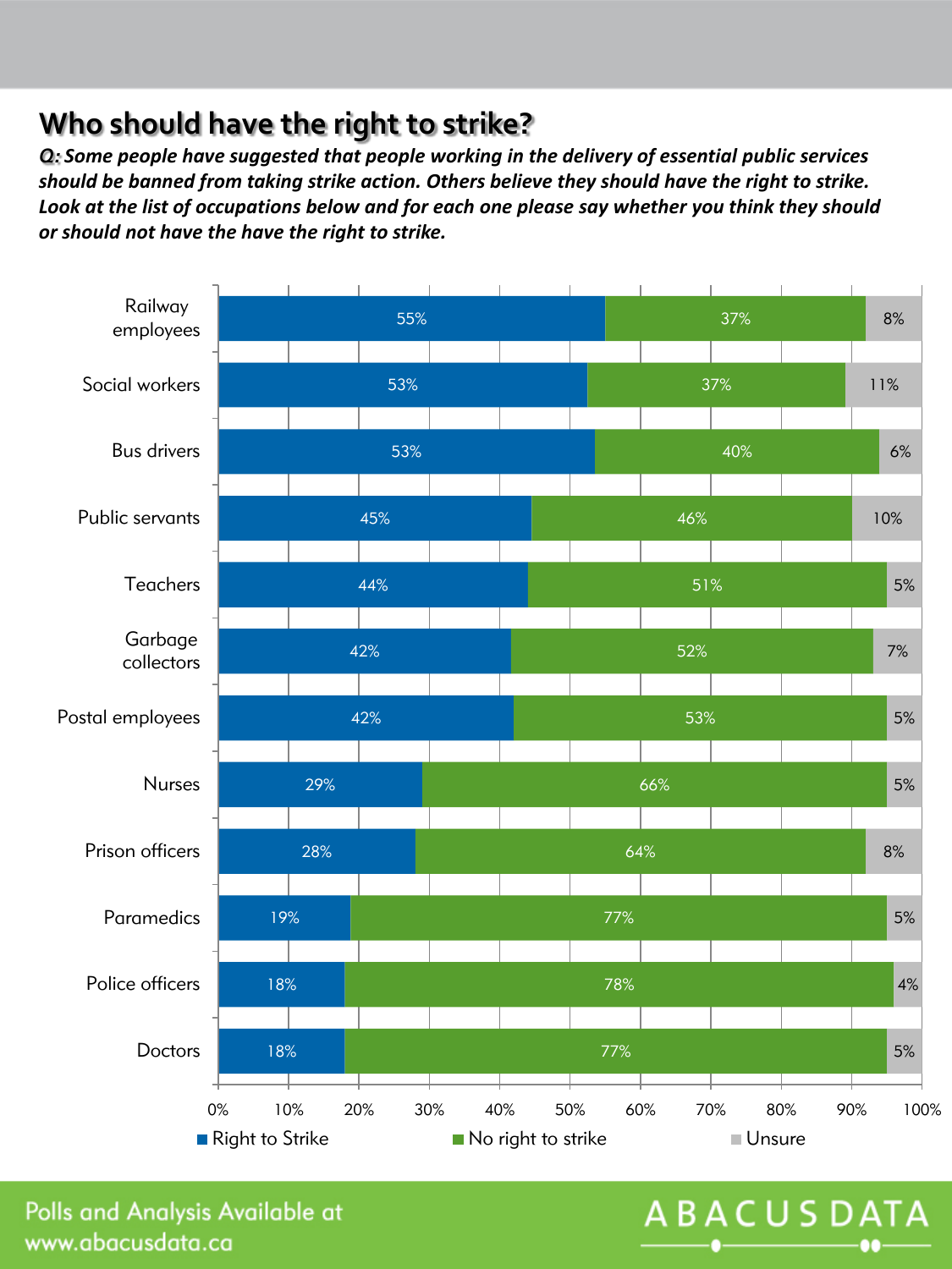# Who should have the right to strike?

***Q:** Some people have suggested that people working in the delivery of essential public services should be banned from taking strike action. Others believe they should have the right to strike. Look at the list of occupations below and for each one please say whether you think they should or should not have the have the right to strike.*

| Occupation | Right to Strike | No right to strike | Unsure |
|---|---|---|---|
| Railway employees | 55% | 37% | 8% |
| Social workers | 53% | 37% | 11% |
| Bus drivers | 53% | 40% | 6% |
| Public servants | 45% | 46% | 10% |
| Teachers | 44% | 51% | 5% |
| Garbage collectors | 42% | 52% | 7% |
| Postal employees | 42% | 53% | 5% |
| Nurses | 29% | 66% | 5% |
| Prison officers | 28% | 64% | 8% |
| Paramedics | 19% | 77% | 5% |
| Police officers | 18% | 78% | 4% |
| Doctors | 18% | 77% | 5% |

Polls and Analysis Available at www.abacusdata.ca

ABACUS DATA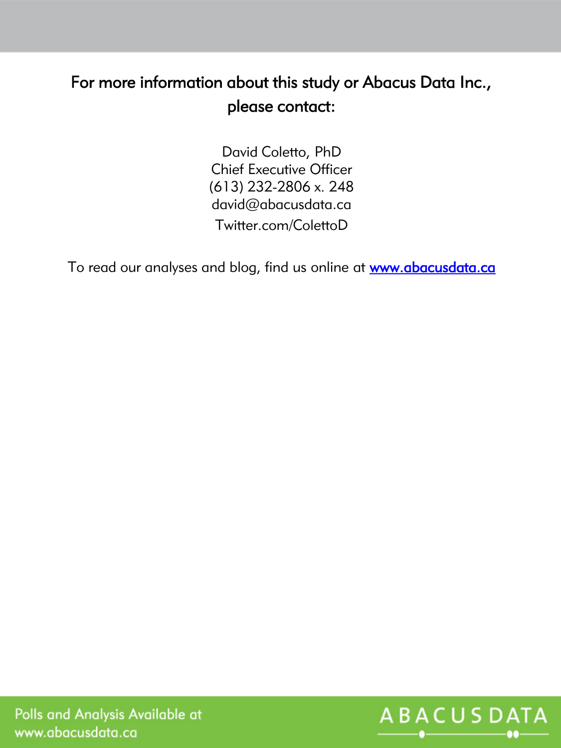## For more information about this study or Abacus Data Inc., please contact:

David Coletto, PhD
Chief Executive Officer
(613) 232-2806 x. 248
david@abacusdata.ca
Twitter.com/ColettoD

To read our analyses and blog, find us online at [www.abacusdata.ca](http://www.abacusdata.ca)